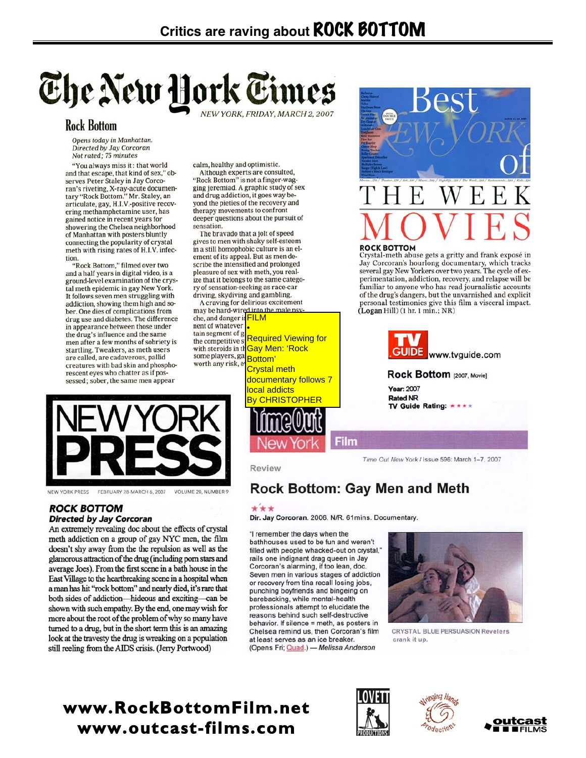# Critics are raving about ROCK BOTTOM

## The New York Times

NEW YORK, FRIDAY, MARCH 2, 2007

### Rock Bottom

*Opens today in Manhattan.*
*Directed by Jay Corcoran*
*Not rated; 75 minutes*

"You always miss it: that world and that escape, that kind of sex," observes Peter Staley in Jay Corcoran's riveting, X-ray-acute documentary "Rock Bottom." Mr. Staley, an articulate, gay, H.I.V.-positive recovering methamphetamine user, has gained notice in recent years for showering the Chelsea neighborhood of Manhattan with posters bluntly connecting the popularity of crystal meth with rising rates of H.I.V. infection.

"Rock Bottom," filmed over two and a half years in digital video, is a ground-level examination of the crystal meth epidemic in gay New York. It follows seven men struggling with addiction, showing them high and sober. One dies of complications from drug use and diabetes. The difference in appearance between those under the drug's influence and the same men after a few months of sobriety is startling. Tweakers, as meth users are called, are cadaverous, pallid creatures with bad skin and phosphorescent eyes who chatter as if possessed; sober, the same men appear calm, healthy and optimistic.

Although experts are consulted, "Rock Bottom" is not a finger-wagging jeremiad. A graphic study of sex and drug addiction, it goes way beyond the pieties of the recovery and therapy movements to confront deeper questions about the pursuit of sensation.

The bravado that a jolt of speed gives to men with shaky self-esteem in a still homophobic culture is an element of its appeal. But as men describe the intensified and prolonged pleasure of sex with meth, you realize that it belongs to the same category of sensation-seeking as race-car driving, skydiving and gambling.

A craving for delirious excitement may be hard-wired into the male psyche, and danger i[...] nent of whatever [...] tain segment of g[...] the competitive s[...] with steroids in th[...] some players, ga[...] worth any risk, e[...]

FILM
•
Required Viewing for Gay Men: 'Rock Bottom'
Crystal meth documentary follows 7 local addicts
By CHRISTOPHER

## Best of New York — THE WEEK — MOVIES

**ROCK BOTTOM**
Crystal-meth abuse gets a gritty and frank exposé in Jay Corcoran's hourlong documentary, which tracks several gay New Yorkers over two years. The cycle of experimentation, addiction, recovery, and relapse will be familiar to anyone who has read journalistic accounts of the drug's dangers, but the unvarnished and explicit personal testimonies give this film a visceral impact. (Logan Hill) (1 hr. 1 min.; NR)

## TV GUIDE

www.tvguide.com

**Rock Bottom** [2007, Movie]

**Year:** 2007
**Rated** NR
**TV Guide Rating:** ★★★★

## NEW YORK PRESS

NEW YORK PRESS FEBRUARY 28-MARCH 6, 2007 VOLUME 20, NUMBER 9

### *ROCK BOTTOM*

***Directed by Jay Corcoran***

An extremely revealing doc about the effects of crystal meth addiction on a group of gay NYC men, the film doesn't shy away from the the repulsion as well as the glamorous attraction of the drug (including porn stars and average Joes). From the first scene in a bath house in the East Village to the heartbreaking scene in a hospital when a man has hit "rock bottom" and nearly died, it's rare that both sides of addiction—hideous and exciting—can be shown with such empathy. By the end, one may wish for more about the root of the problem of why so many have turned to a drug, but in the short term this is an amazing look at the travesty the drug is wreaking on a population still reeling from the AIDS crisis. (Jerry Portwood)

## Time Out New York — Film

Time Out New York / Issue 596: March 1–7, 2007

Review

### Rock Bottom: Gay Men and Meth

★★★

Dir. Jay Corcoran. 2006. N/R. 61mins. Documentary.

"I remember the days when the bathhouses used to be fun and weren't filled with people whacked-out on crystal," rails one indignant drag queen in Jay Corcoran's alarming, if too lean, doc. Seven men in various stages of addiction or recovery from tina recall losing jobs, punching boyfriends and bingeing on barebacking, while mental-health professionals attempt to elucidate the reasons behind such self-destructive behavior. If silence = meth, as posters in Chelsea remind us, then Corcoran's film at least serves as an ice breaker. (Opens Fri; Quad.) — *Melissa Anderson*

CRYSTAL BLUE PERSUASION Revelers crank it up.

**www.RockBottomFilm.net**
**www.outcast-films.com**

LOVETT PRODUCTIONS — Wringing Hands Productions — outcast FILMS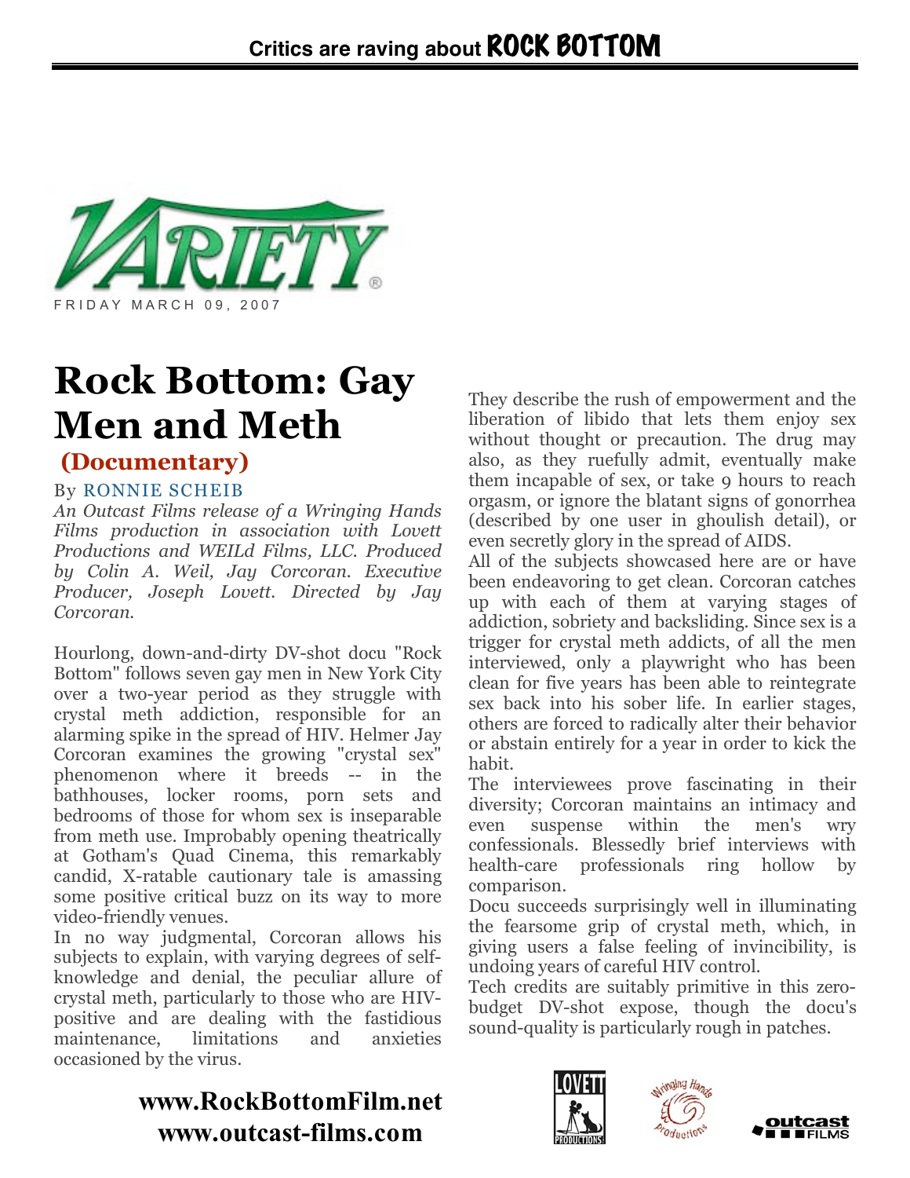**Critics are raving about ROCK BOTTOM**

VARIETY

FRIDAY MARCH 09, 2007

# Rock Bottom: Gay Men and Meth

**(Documentary)**

By RONNIE SCHEIB

*An Outcast Films release of a Wringing Hands Films production in association with Lovett Productions and WEILd Films, LLC. Produced by Colin A. Weil, Jay Corcoran. Executive Producer, Joseph Lovett. Directed by Jay Corcoran.*

Hourlong, down-and-dirty DV-shot docu "Rock Bottom" follows seven gay men in New York City over a two-year period as they struggle with crystal meth addiction, responsible for an alarming spike in the spread of HIV. Helmer Jay Corcoran examines the growing "crystal sex" phenomenon where it breeds -- in the bathhouses, locker rooms, porn sets and bedrooms of those for whom sex is inseparable from meth use. Improbably opening theatrically at Gotham's Quad Cinema, this remarkably candid, X-ratable cautionary tale is amassing some positive critical buzz on its way to more video-friendly venues.

In no way judgmental, Corcoran allows his subjects to explain, with varying degrees of self-knowledge and denial, the peculiar allure of crystal meth, particularly to those who are HIV-positive and are dealing with the fastidious maintenance, limitations and anxieties occasioned by the virus.

They describe the rush of empowerment and the liberation of libido that lets them enjoy sex without thought or precaution. The drug may also, as they ruefully admit, eventually make them incapable of sex, or take 9 hours to reach orgasm, or ignore the blatant signs of gonorrhea (described by one user in ghoulish detail), or even secretly glory in the spread of AIDS.

All of the subjects showcased here are or have been endeavoring to get clean. Corcoran catches up with each of them at varying stages of addiction, sobriety and backsliding. Since sex is a trigger for crystal meth addicts, of all the men interviewed, only a playwright who has been clean for five years has been able to reintegrate sex back into his sober life. In earlier stages, others are forced to radically alter their behavior or abstain entirely for a year in order to kick the habit.

The interviewees prove fascinating in their diversity; Corcoran maintains an intimacy and even suspense within the men's wry confessionals. Blessedly brief interviews with health-care professionals ring hollow by comparison.

Docu succeeds surprisingly well in illuminating the fearsome grip of crystal meth, which, in giving users a false feeling of invincibility, is undoing years of careful HIV control.

Tech credits are suitably primitive in this zero-budget DV-shot expose, though the docu's sound-quality is particularly rough in patches.

**www.RockBottomFilm.net**
**www.outcast-films.com**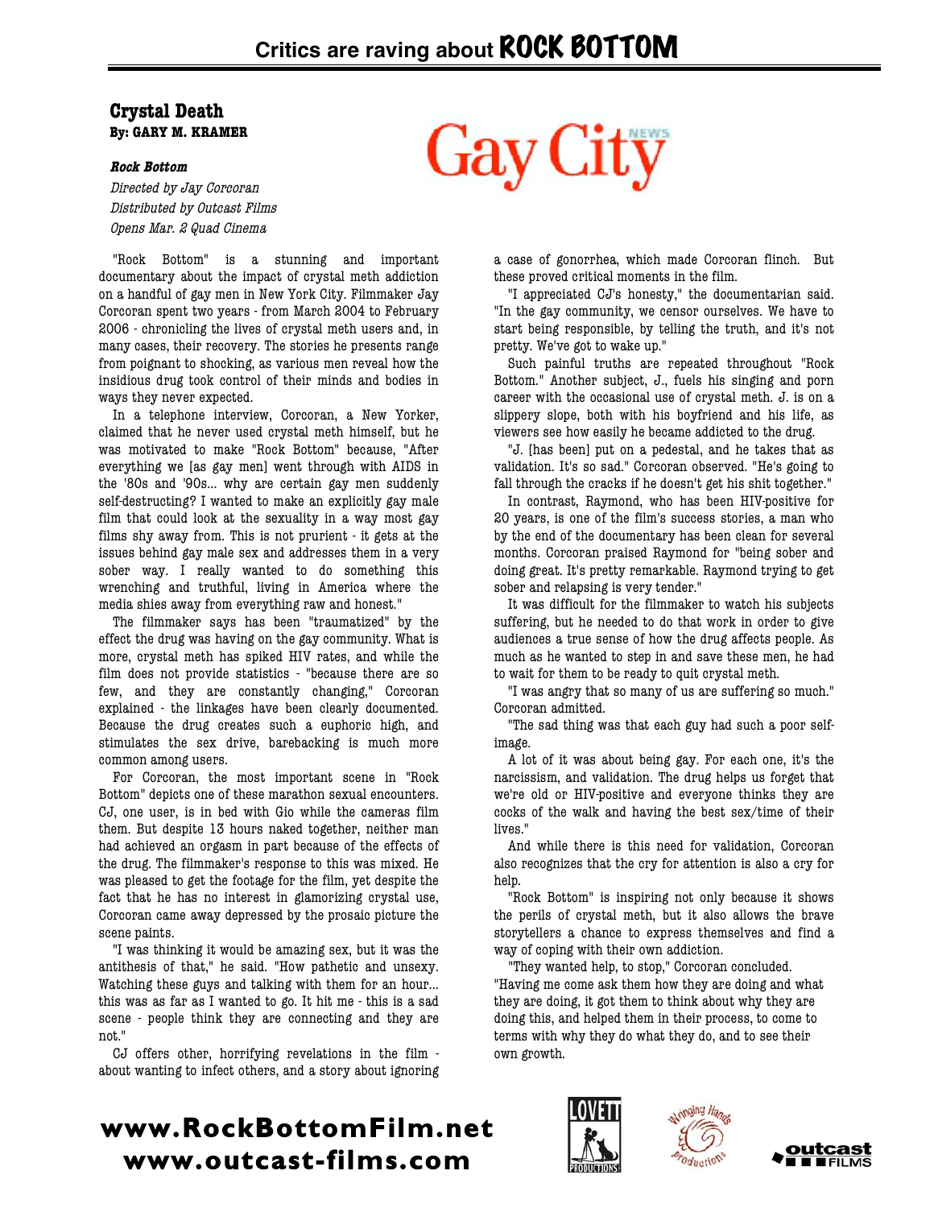# Critics are raving about ROCK BOTTOM

## Crystal Death

**By: GARY M. KRAMER**

Gay City NEWS

***Rock Bottom***

*Directed by Jay Corcoran*

*Distributed by Outcast Films*

*Opens Mar. 2 Quad Cinema*

"Rock Bottom" is a stunning and important documentary about the impact of crystal meth addiction on a handful of gay men in New York City. Filmmaker Jay Corcoran spent two years - from March 2004 to February 2006 - chronicling the lives of crystal meth users and, in many cases, their recovery. The stories he presents range from poignant to shocking, as various men reveal how the insidious drug took control of their minds and bodies in ways they never expected.

In a telephone interview, Corcoran, a New Yorker, claimed that he never used crystal meth himself, but he was motivated to make "Rock Bottom" because, "After everything we [as gay men] went through with AIDS in the '80s and '90s... why are certain gay men suddenly self-destructing? I wanted to make an explicitly gay male film that could look at the sexuality in a way most gay films shy away from. This is not prurient - it gets at the issues behind gay male sex and addresses them in a very sober way. I really wanted to do something this wrenching and truthful, living in America where the media shies away from everything raw and honest."

The filmmaker says has been "traumatized" by the effect the drug was having on the gay community. What is more, crystal meth has spiked HIV rates, and while the film does not provide statistics - "because there are so few, and they are constantly changing," Corcoran explained - the linkages have been clearly documented. Because the drug creates such a euphoric high, and stimulates the sex drive, barebacking is much more common among users.

For Corcoran, the most important scene in "Rock Bottom" depicts one of these marathon sexual encounters. CJ, one user, is in bed with Gio while the cameras film them. But despite 13 hours naked together, neither man had achieved an orgasm in part because of the effects of the drug. The filmmaker's response to this was mixed. He was pleased to get the footage for the film, yet despite the fact that he has no interest in glamorizing crystal use, Corcoran came away depressed by the prosaic picture the scene paints.

"I was thinking it would be amazing sex, but it was the antithesis of that," he said. "How pathetic and unsexy. Watching these guys and talking with them for an hour... this was as far as I wanted to go. It hit me - this is a sad scene - people think they are connecting and they are not."

CJ offers other, horrifying revelations in the film - about wanting to infect others, and a story about ignoring a case of gonorrhea, which made Corcoran flinch. But these proved critical moments in the film.

"I appreciated CJ's honesty," the documentarian said. "In the gay community, we censor ourselves. We have to start being responsible, by telling the truth, and it's not pretty. We've got to wake up."

Such painful truths are repeated throughout "Rock Bottom." Another subject, J., fuels his singing and porn career with the occasional use of crystal meth. J. is on a slippery slope, both with his boyfriend and his life, as viewers see how easily he became addicted to the drug.

"J. [has been] put on a pedestal, and he takes that as validation. It's so sad." Corcoran observed. "He's going to fall through the cracks if he doesn't get his shit together."

In contrast, Raymond, who has been HIV-positive for 20 years, is one of the film's success stories, a man who by the end of the documentary has been clean for several months. Corcoran praised Raymond for "being sober and doing great. It's pretty remarkable. Raymond trying to get sober and relapsing is very tender."

It was difficult for the filmmaker to watch his subjects suffering, but he needed to do that work in order to give audiences a true sense of how the drug affects people. As much as he wanted to step in and save these men, he had to wait for them to be ready to quit crystal meth.

"I was angry that so many of us are suffering so much." Corcoran admitted.

"The sad thing was that each guy had such a poor self-image.

A lot of it was about being gay. For each one, it's the narcissism, and validation. The drug helps us forget that we're old or HIV-positive and everyone thinks they are cocks of the walk and having the best sex/time of their lives."

And while there is this need for validation, Corcoran also recognizes that the cry for attention is also a cry for help.

"Rock Bottom" is inspiring not only because it shows the perils of crystal meth, but it also allows the brave storytellers a chance to express themselves and find a way of coping with their own addiction.

"They wanted help, to stop," Corcoran concluded. "Having me come ask them how they are doing and what they are doing, it got them to think about why they are doing this, and helped them in their process, to come to terms with why they do what they do, to see their own growth.

**www.RockBottomFilm.net**
**www.outcast-films.com**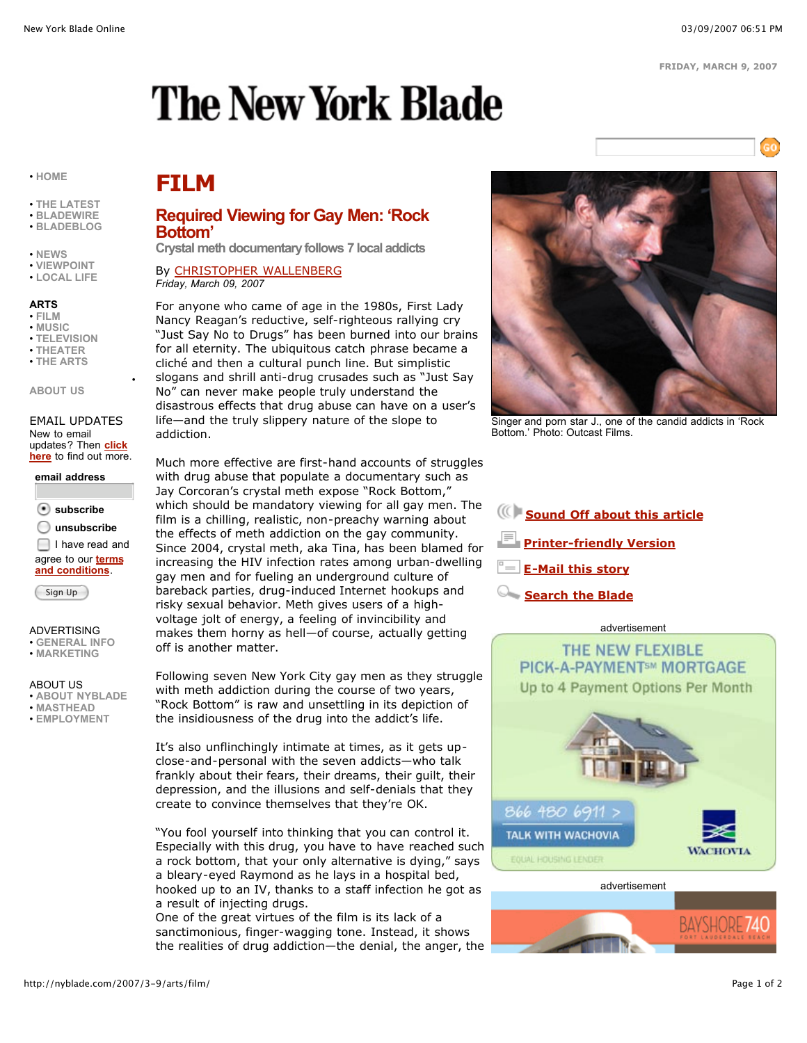# The New York Blade

FRIDAY, MARCH 9, 2007

- HOME
- THE LATEST
- BLADEWIRE
- BLADEBLOG
- NEWS
- VIEWPOINT
- LOCAL LIFE

ARTS
- FILM
- MUSIC
- TELEVISION
- THEATER
- THE ARTS

ABOUT US

EMAIL UPDATES
New to email updates? Then click here to find out more.

email address

subscribe
unsubscribe
I have read and agree to our terms and conditions.

Sign Up

ADVERTISING
- GENERAL INFO
- MARKETING

ABOUT US
- ABOUT NYBLADE
- MASTHEAD
- EMPLOYMENT

## FILM

### Required Viewing for Gay Men: 'Rock Bottom'

Crystal meth documentary follows 7 local addicts

By CHRISTOPHER WALLENBERG
*Friday, March 09, 2007*

For anyone who came of age in the 1980s, First Lady Nancy Reagan's reductive, self-righteous rallying cry "Just Say No to Drugs" has been burned into our brains for all eternity. The ubiquitous catch phrase became a cliché and then a cultural punch line. But simplistic slogans and shrill anti-drug crusades such as "Just Say No" can never make people truly understand the disastrous effects that drug abuse can have on a user's life—and the truly slippery nature of the slope to addiction.

Much more effective are first-hand accounts of struggles with drug abuse that populate a documentary such as Jay Corcoran's crystal meth expose "Rock Bottom," which should be mandatory viewing for all gay men. The film is a chilling, realistic, non-preachy warning about the effects of meth addiction on the gay community. Since 2004, crystal meth, aka Tina, has been blamed for increasing the HIV infection rates among urban-dwelling gay men and for fueling an underground culture of bareback parties, drug-induced Internet hookups and risky sexual behavior. Meth gives users of a high-voltage jolt of energy, a feeling of invincibility and makes them horny as hell—of course, actually getting off is another matter.

Following seven New York City gay men as they struggle with meth addiction during the course of two years, "Rock Bottom" is raw and unsettling in its depiction of the insidiousness of the drug into the addict's life.

It's also unflinchingly intimate at times, as it gets up-close-and-personal with the seven addicts—who talk frankly about their fears, their dreams, their guilt, their depression, and the illusions and self-denials that they create to convince themselves that they're OK.

"You fool yourself into thinking that you can control it. Especially with this drug, you have to have reached such a rock bottom, that your only alternative is dying," says a bleary-eyed Raymond as he lays in a hospital bed, hooked up to an IV, thanks to a staff infection he got as a result of injecting drugs.
One of the great virtues of the film is its lack of a sanctimonious, finger-wagging tone. Instead, it shows the realities of drug addiction—the denial, the anger, the

Singer and porn star J., one of the candid addicts in 'Rock Bottom.' Photo: Outcast Films.

Sound Off about this article
Printer-friendly Version
E-Mail this story
Search the Blade

advertisement

THE NEW FLEXIBLE PICK-A-PAYMENT℠ MORTGAGE
Up to 4 Payment Options Per Month
866 480 6911 >
TALK WITH WACHOVIA
WACHOVIA
EQUAL HOUSING LENDER

advertisement

BAYSHORE 740
FORT LAUDERDALE BEACH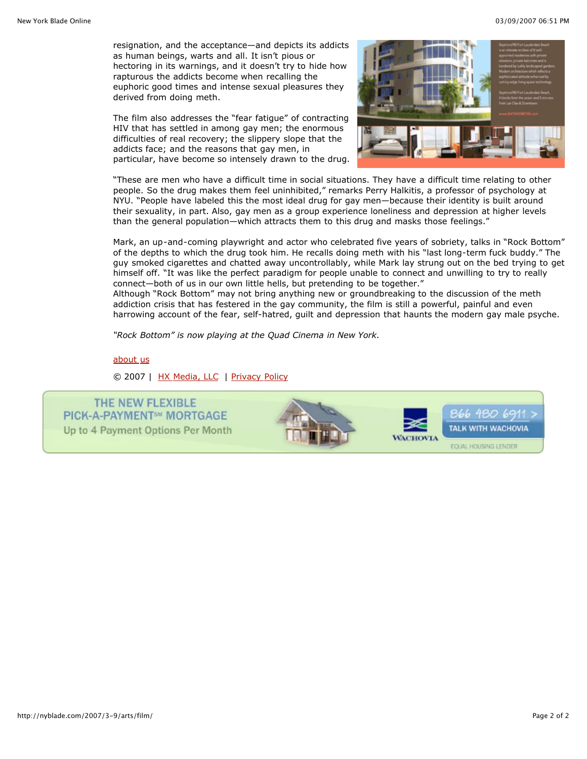resignation, and the acceptance—and depicts its addicts as human beings, warts and all. It isn't pious or hectoring in its warnings, and it doesn't try to hide how rapturous the addicts become when recalling the euphoric good times and intense sexual pleasures they derived from doing meth.

The film also addresses the "fear fatigue" of contracting HIV that has settled in among gay men; the enormous difficulties of real recovery; the slippery slope that the addicts face; and the reasons that gay men, in particular, have become so intensely drawn to the drug.

"These are men who have a difficult time in social situations. They have a difficult time relating to other people. So the drug makes them feel uninhibited," remarks Perry Halkitis, a professor of psychology at NYU. "People have labeled this the most ideal drug for gay men—because their identity is built around their sexuality, in part. Also, gay men as a group experience loneliness and depression at higher levels than the general population—which attracts them to this drug and masks those feelings."

Mark, an up-and-coming playwright and actor who celebrated five years of sobriety, talks in "Rock Bottom" of the depths to which the drug took him. He recalls doing meth with his "last long-term fuck buddy." The guy smoked cigarettes and chatted away uncontrollably, while Mark lay strung out on the bed trying to get himself off. "It was like the perfect paradigm for people unable to connect and unwilling to try to really connect—both of us in our own little hells, but pretending to be together."
Although "Rock Bottom" may not bring anything new or groundbreaking to the discussion of the meth addiction crisis that has festered in the gay community, the film is still a powerful, painful and even harrowing account of the fear, self-hatred, guilt and depression that haunts the modern gay male psyche.

*"Rock Bottom" is now playing at the Quad Cinema in New York.*

about us

© 2007 | HX Media, LLC | Privacy Policy